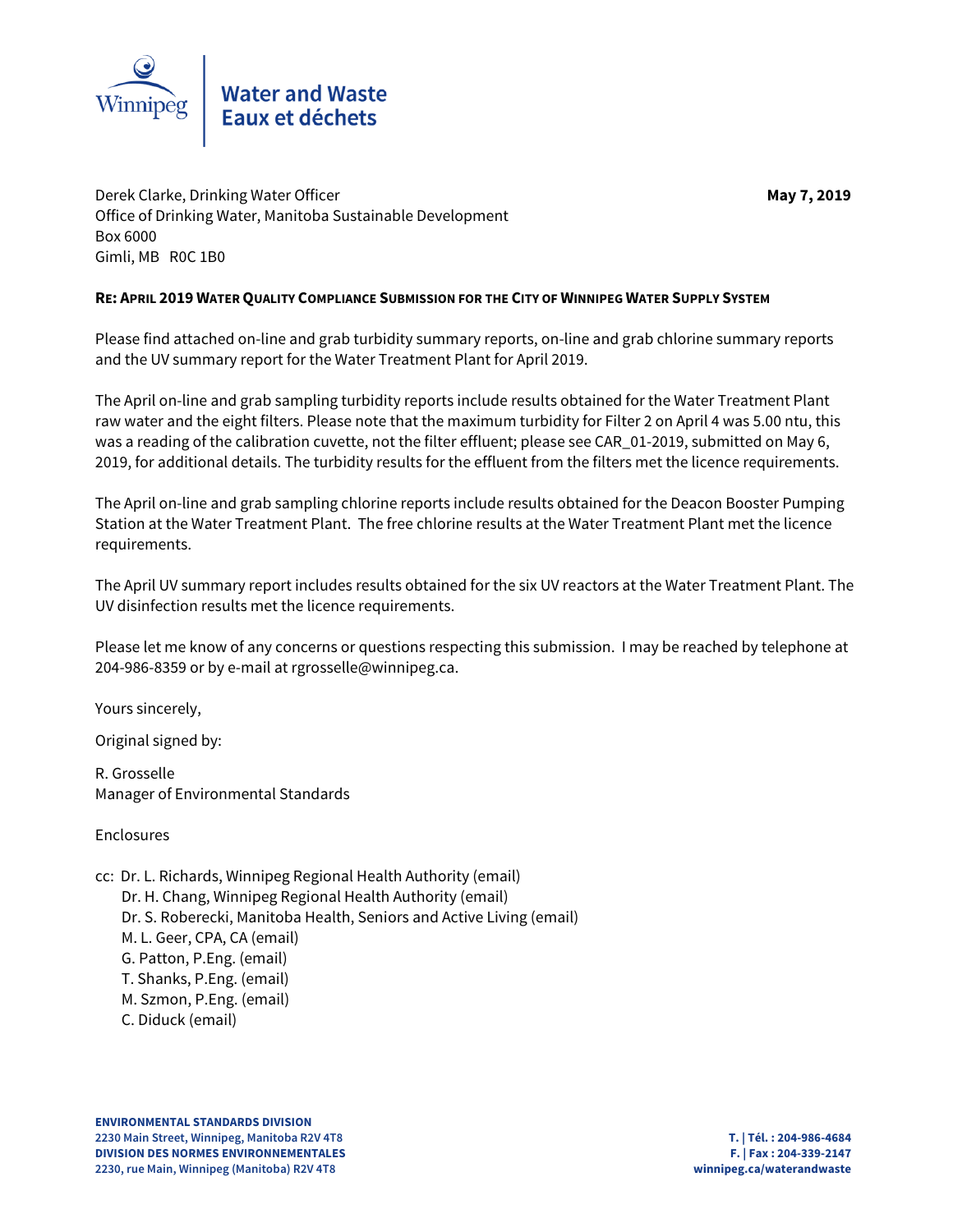Water and Waste
Eaux et déchets

Derek Clarke, Drinking Water Officer
Office of Drinking Water, Manitoba Sustainable Development
Box 6000
Gimli, MB R0C 1B0

**May 7, 2019**

**RE: APRIL 2019 WATER QUALITY COMPLIANCE SUBMISSION FOR THE CITY OF WINNIPEG WATER SUPPLY SYSTEM**

Please find attached on-line and grab turbidity summary reports, on-line and grab chlorine summary reports and the UV summary report for the Water Treatment Plant for April 2019.

The April on-line and grab sampling turbidity reports include results obtained for the Water Treatment Plant raw water and the eight filters. Please note that the maximum turbidity for Filter 2 on April 4 was 5.00 ntu, this was a reading of the calibration cuvette, not the filter effluent; please see CAR_01-2019, submitted on May 6, 2019, for additional details. The turbidity results for the effluent from the filters met the licence requirements.

The April on-line and grab sampling chlorine reports include results obtained for the Deacon Booster Pumping Station at the Water Treatment Plant. The free chlorine results at the Water Treatment Plant met the licence requirements.

The April UV summary report includes results obtained for the six UV reactors at the Water Treatment Plant. The UV disinfection results met the licence requirements.

Please let me know of any concerns or questions respecting this submission. I may be reached by telephone at 204-986-8359 or by e-mail at rgrosselle@winnipeg.ca.

Yours sincerely,

Original signed by:

R. Grosselle
Manager of Environmental Standards

Enclosures

cc: Dr. L. Richards, Winnipeg Regional Health Authority (email)
Dr. H. Chang, Winnipeg Regional Health Authority (email)
Dr. S. Roberecki, Manitoba Health, Seniors and Active Living (email)
M. L. Geer, CPA, CA (email)
G. Patton, P.Eng. (email)
T. Shanks, P.Eng. (email)
M. Szmon, P.Eng. (email)
C. Diduck (email)

**ENVIRONMENTAL STANDARDS DIVISION**
**2230 Main Street, Winnipeg, Manitoba R2V 4T8**
**DIVISION DES NORMES ENVIRONNEMENTALES**
**2230, rue Main, Winnipeg (Manitoba) R2V 4T8**

**T. | Tél. : 204-986-4684**
**F. | Fax : 204-339-2147**
**winnipeg.ca/waterandwaste**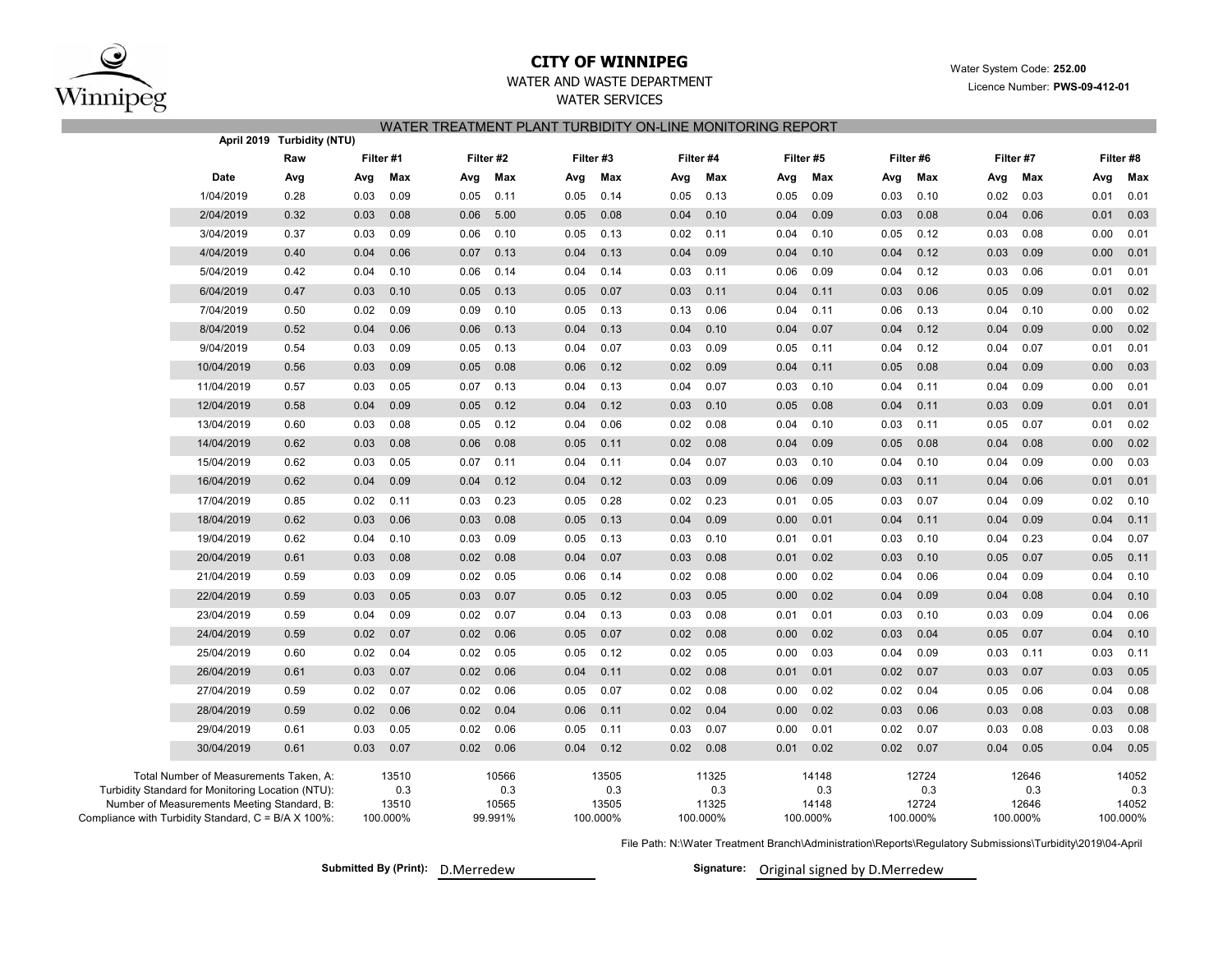# CITY OF WINNIPEG

WATER AND WASTE DEPARTMENT

WATER SERVICES

Water System Code: **252.00**

Licence Number: **PWS-09-412-01**

## WATER TREATMENT PLANT TURBIDITY ON-LINE MONITORING REPORT

**April 2019 Turbidity (NTU)**

| Date | Raw | Filter #1 | | Filter #2 | | Filter #3 | | Filter #4 | | Filter #5 | | Filter #6 | | Filter #7 | | Filter #8 | |
|---|---|---|---|---|---|---|---|---|---|---|---|---|---|---|---|---|---|
| | Avg | Avg | Max | Avg | Max | Avg | Max | Avg | Max | Avg | Max | Avg | Max | Avg | Max | Avg | Max |
| 1/04/2019 | 0.28 | 0.03 | 0.09 | 0.05 | 0.11 | 0.05 | 0.14 | 0.05 | 0.13 | 0.05 | 0.09 | 0.03 | 0.10 | 0.02 | 0.03 | 0.01 | 0.01 |
| 2/04/2019 | 0.32 | 0.03 | 0.08 | 0.06 | 5.00 | 0.05 | 0.08 | 0.04 | 0.10 | 0.04 | 0.09 | 0.03 | 0.08 | 0.04 | 0.06 | 0.01 | 0.03 |
| 3/04/2019 | 0.37 | 0.03 | 0.09 | 0.06 | 0.10 | 0.05 | 0.13 | 0.02 | 0.11 | 0.04 | 0.10 | 0.05 | 0.12 | 0.03 | 0.08 | 0.00 | 0.01 |
| 4/04/2019 | 0.40 | 0.04 | 0.06 | 0.07 | 0.13 | 0.04 | 0.13 | 0.04 | 0.09 | 0.04 | 0.10 | 0.04 | 0.12 | 0.03 | 0.09 | 0.00 | 0.01 |
| 5/04/2019 | 0.42 | 0.04 | 0.10 | 0.06 | 0.14 | 0.04 | 0.14 | 0.03 | 0.11 | 0.06 | 0.09 | 0.04 | 0.12 | 0.03 | 0.06 | 0.01 | 0.01 |
| 6/04/2019 | 0.47 | 0.03 | 0.10 | 0.05 | 0.13 | 0.05 | 0.07 | 0.03 | 0.11 | 0.04 | 0.11 | 0.03 | 0.06 | 0.05 | 0.09 | 0.01 | 0.02 |
| 7/04/2019 | 0.50 | 0.02 | 0.09 | 0.09 | 0.10 | 0.05 | 0.13 | 0.13 | 0.06 | 0.04 | 0.11 | 0.06 | 0.13 | 0.04 | 0.10 | 0.00 | 0.02 |
| 8/04/2019 | 0.52 | 0.04 | 0.06 | 0.06 | 0.13 | 0.04 | 0.13 | 0.04 | 0.10 | 0.04 | 0.07 | 0.04 | 0.12 | 0.04 | 0.09 | 0.00 | 0.02 |
| 9/04/2019 | 0.54 | 0.03 | 0.09 | 0.05 | 0.13 | 0.04 | 0.07 | 0.03 | 0.09 | 0.05 | 0.11 | 0.04 | 0.12 | 0.04 | 0.07 | 0.01 | 0.01 |
| 10/04/2019 | 0.56 | 0.03 | 0.09 | 0.05 | 0.08 | 0.06 | 0.12 | 0.02 | 0.09 | 0.04 | 0.11 | 0.05 | 0.08 | 0.04 | 0.09 | 0.00 | 0.03 |
| 11/04/2019 | 0.57 | 0.03 | 0.05 | 0.07 | 0.13 | 0.04 | 0.13 | 0.04 | 0.07 | 0.03 | 0.10 | 0.04 | 0.11 | 0.04 | 0.09 | 0.00 | 0.01 |
| 12/04/2019 | 0.58 | 0.04 | 0.09 | 0.05 | 0.12 | 0.04 | 0.12 | 0.03 | 0.10 | 0.05 | 0.08 | 0.04 | 0.11 | 0.03 | 0.09 | 0.01 | 0.01 |
| 13/04/2019 | 0.60 | 0.03 | 0.08 | 0.05 | 0.12 | 0.04 | 0.06 | 0.02 | 0.08 | 0.04 | 0.10 | 0.03 | 0.11 | 0.05 | 0.07 | 0.01 | 0.02 |
| 14/04/2019 | 0.62 | 0.03 | 0.08 | 0.06 | 0.08 | 0.05 | 0.11 | 0.02 | 0.08 | 0.04 | 0.09 | 0.05 | 0.08 | 0.04 | 0.08 | 0.00 | 0.02 |
| 15/04/2019 | 0.62 | 0.03 | 0.05 | 0.07 | 0.11 | 0.04 | 0.11 | 0.04 | 0.07 | 0.03 | 0.10 | 0.04 | 0.10 | 0.04 | 0.09 | 0.00 | 0.03 |
| 16/04/2019 | 0.62 | 0.04 | 0.09 | 0.04 | 0.12 | 0.04 | 0.12 | 0.03 | 0.09 | 0.06 | 0.09 | 0.03 | 0.11 | 0.04 | 0.06 | 0.01 | 0.01 |
| 17/04/2019 | 0.85 | 0.02 | 0.11 | 0.03 | 0.23 | 0.05 | 0.28 | 0.02 | 0.23 | 0.01 | 0.05 | 0.03 | 0.07 | 0.04 | 0.09 | 0.02 | 0.10 |
| 18/04/2019 | 0.62 | 0.03 | 0.06 | 0.03 | 0.08 | 0.05 | 0.13 | 0.04 | 0.09 | 0.00 | 0.01 | 0.04 | 0.11 | 0.04 | 0.09 | 0.04 | 0.11 |
| 19/04/2019 | 0.62 | 0.04 | 0.10 | 0.03 | 0.09 | 0.05 | 0.13 | 0.03 | 0.10 | 0.01 | 0.01 | 0.03 | 0.10 | 0.04 | 0.23 | 0.04 | 0.07 |
| 20/04/2019 | 0.61 | 0.03 | 0.08 | 0.02 | 0.08 | 0.04 | 0.07 | 0.03 | 0.08 | 0.01 | 0.02 | 0.03 | 0.10 | 0.05 | 0.07 | 0.05 | 0.11 |
| 21/04/2019 | 0.59 | 0.03 | 0.09 | 0.02 | 0.05 | 0.06 | 0.14 | 0.02 | 0.08 | 0.00 | 0.02 | 0.04 | 0.06 | 0.04 | 0.09 | 0.04 | 0.10 |
| 22/04/2019 | 0.59 | 0.03 | 0.05 | 0.03 | 0.07 | 0.05 | 0.12 | 0.03 | 0.05 | 0.00 | 0.02 | 0.04 | 0.09 | 0.04 | 0.08 | 0.04 | 0.10 |
| 23/04/2019 | 0.59 | 0.04 | 0.09 | 0.02 | 0.07 | 0.04 | 0.13 | 0.03 | 0.08 | 0.01 | 0.01 | 0.03 | 0.10 | 0.03 | 0.09 | 0.04 | 0.06 |
| 24/04/2019 | 0.59 | 0.02 | 0.07 | 0.02 | 0.06 | 0.05 | 0.07 | 0.02 | 0.08 | 0.00 | 0.02 | 0.03 | 0.04 | 0.05 | 0.07 | 0.04 | 0.10 |
| 25/04/2019 | 0.60 | 0.02 | 0.04 | 0.02 | 0.05 | 0.05 | 0.12 | 0.02 | 0.05 | 0.00 | 0.03 | 0.04 | 0.09 | 0.03 | 0.11 | 0.03 | 0.11 |
| 26/04/2019 | 0.61 | 0.03 | 0.07 | 0.02 | 0.06 | 0.04 | 0.11 | 0.02 | 0.08 | 0.01 | 0.01 | 0.02 | 0.07 | 0.03 | 0.07 | 0.03 | 0.05 |
| 27/04/2019 | 0.59 | 0.02 | 0.07 | 0.02 | 0.06 | 0.05 | 0.07 | 0.02 | 0.08 | 0.00 | 0.02 | 0.02 | 0.04 | 0.05 | 0.06 | 0.04 | 0.08 |
| 28/04/2019 | 0.59 | 0.02 | 0.06 | 0.02 | 0.04 | 0.06 | 0.11 | 0.02 | 0.04 | 0.00 | 0.02 | 0.03 | 0.06 | 0.03 | 0.08 | 0.03 | 0.08 |
| 29/04/2019 | 0.61 | 0.03 | 0.05 | 0.02 | 0.06 | 0.05 | 0.11 | 0.03 | 0.07 | 0.00 | 0.01 | 0.02 | 0.07 | 0.03 | 0.08 | 0.03 | 0.08 |
| 30/04/2019 | 0.61 | 0.03 | 0.07 | 0.02 | 0.06 | 0.04 | 0.12 | 0.02 | 0.08 | 0.01 | 0.02 | 0.02 | 0.07 | 0.04 | 0.05 | 0.04 | 0.05 |

| | Filter #1 | Filter #2 | Filter #3 | Filter #4 | Filter #5 | Filter #6 | Filter #7 | Filter #8 |
|---|---|---|---|---|---|---|---|---|
| Total Number of Measurements Taken, A: | 13510 | 10566 | 13505 | 11325 | 14148 | 12724 | 12646 | 14052 |
| Turbidity Standard for Monitoring Location (NTU): | 0.3 | 0.3 | 0.3 | 0.3 | 0.3 | 0.3 | 0.3 | 0.3 |
| Number of Measurements Meeting Standard, B: | 13510 | 10565 | 13505 | 11325 | 14148 | 12724 | 12646 | 14052 |
| Compliance with Turbidity Standard, C = B/A X 100%: | 100.000% | 99.991% | 100.000% | 100.000% | 100.000% | 100.000% | 100.000% | 100.000% |

File Path: N:\Water Treatment Branch\Administration\Reports\Regulatory Submissions\Turbidity\2019\04-April

**Submitted By (Print):** D.Merredew

**Signature:** Original signed by D.Merredew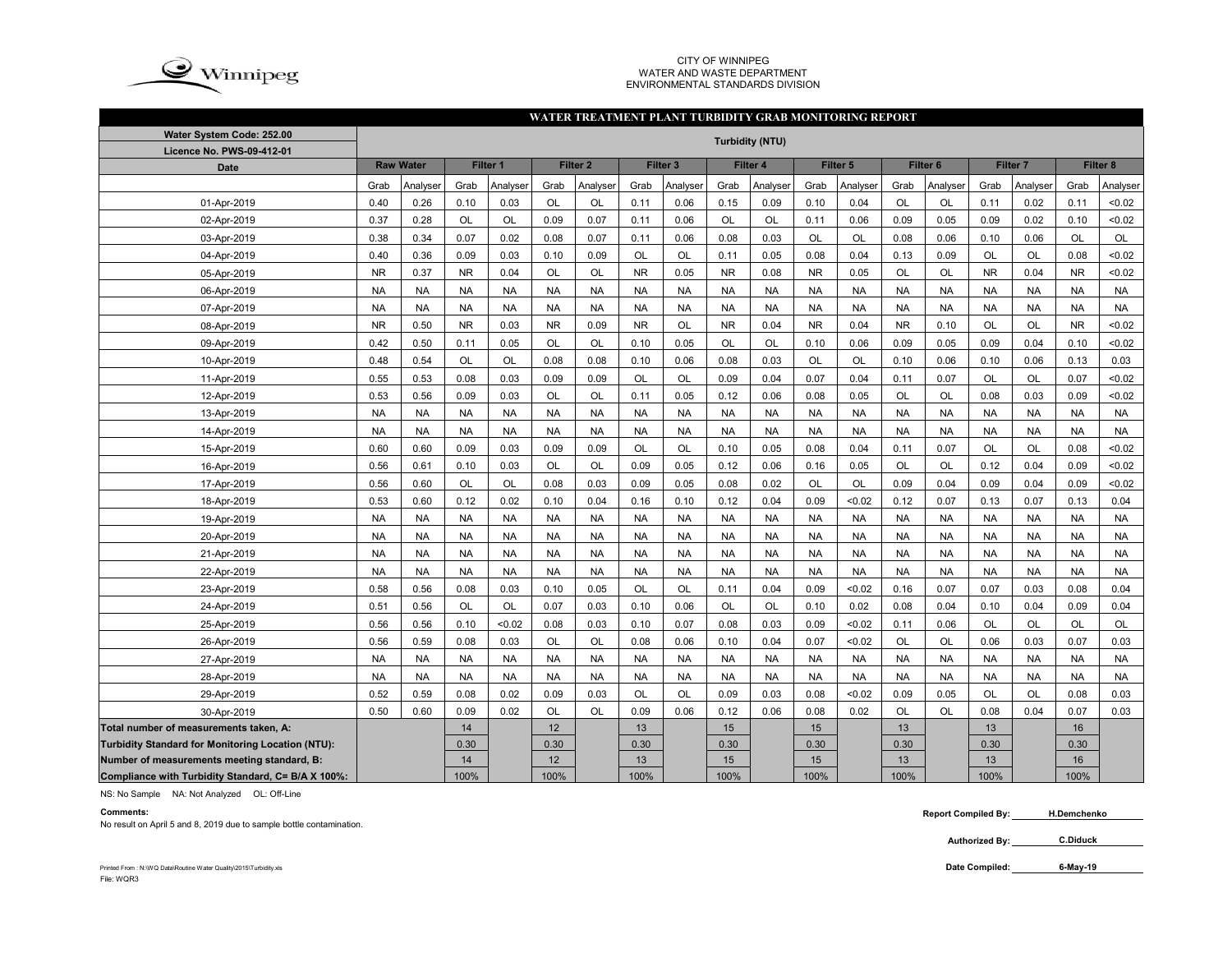CITY OF WINNIPEG
WATER AND WASTE DEPARTMENT
ENVIRONMENTAL STANDARDS DIVISION

## WATER TREATMENT PLANT TURBIDITY GRAB MONITORING REPORT

| Water System Code: 252.00 / Licence No. PWS-09-412-01 | Turbidity (NTU) | | | | | | | | | | | | | | | | | |
|---|---|---|---|---|---|---|---|---|---|---|---|---|---|---|---|---|---|---|
| Date | Raw Water | | Filter 1 | | Filter 2 | | Filter 3 | | Filter 4 | | Filter 5 | | Filter 6 | | Filter 7 | | Filter 8 | |
| | Grab | Analyser | Grab | Analyser | Grab | Analyser | Grab | Analyser | Grab | Analyser | Grab | Analyser | Grab | Analyser | Grab | Analyser | Grab | Analyser |
| 01-Apr-2019 | 0.40 | 0.26 | 0.10 | 0.03 | OL | OL | 0.11 | 0.06 | 0.15 | 0.09 | 0.10 | 0.04 | OL | OL | 0.11 | 0.02 | 0.11 | <0.02 |
| 02-Apr-2019 | 0.37 | 0.28 | OL | OL | 0.09 | 0.07 | 0.11 | 0.06 | OL | OL | 0.11 | 0.06 | 0.09 | 0.05 | 0.09 | 0.02 | 0.10 | <0.02 |
| 03-Apr-2019 | 0.38 | 0.34 | 0.07 | 0.02 | 0.08 | 0.07 | 0.11 | 0.06 | 0.08 | 0.03 | OL | OL | 0.08 | 0.06 | 0.10 | 0.06 | OL | OL |
| 04-Apr-2019 | 0.40 | 0.36 | 0.09 | 0.03 | 0.10 | 0.09 | OL | OL | 0.11 | 0.05 | 0.08 | 0.04 | 0.13 | 0.09 | OL | OL | 0.08 | <0.02 |
| 05-Apr-2019 | NR | 0.37 | NR | 0.04 | OL | OL | NR | 0.05 | NR | 0.08 | NR | 0.05 | OL | OL | NR | 0.04 | NR | <0.02 |
| 06-Apr-2019 | NA | NA | NA | NA | NA | NA | NA | NA | NA | NA | NA | NA | NA | NA | NA | NA | NA | NA |
| 07-Apr-2019 | NA | NA | NA | NA | NA | NA | NA | NA | NA | NA | NA | NA | NA | NA | NA | NA | NA | NA |
| 08-Apr-2019 | NR | 0.50 | NR | 0.03 | NR | 0.09 | NR | OL | NR | 0.04 | NR | 0.04 | NR | 0.10 | OL | OL | NR | <0.02 |
| 09-Apr-2019 | 0.42 | 0.50 | 0.11 | 0.05 | OL | OL | 0.10 | 0.05 | OL | OL | 0.10 | 0.06 | 0.09 | 0.05 | 0.09 | 0.04 | 0.10 | <0.02 |
| 10-Apr-2019 | 0.48 | 0.54 | OL | OL | 0.08 | 0.08 | 0.10 | 0.06 | 0.08 | 0.03 | OL | OL | 0.10 | 0.06 | 0.10 | 0.06 | 0.13 | 0.03 |
| 11-Apr-2019 | 0.55 | 0.53 | 0.08 | 0.03 | 0.09 | 0.09 | OL | OL | 0.09 | 0.04 | 0.07 | 0.04 | 0.11 | 0.07 | OL | OL | 0.07 | <0.02 |
| 12-Apr-2019 | 0.53 | 0.56 | 0.09 | 0.03 | OL | OL | 0.11 | 0.05 | 0.12 | 0.06 | 0.08 | 0.05 | OL | OL | 0.08 | 0.03 | 0.09 | <0.02 |
| 13-Apr-2019 | NA | NA | NA | NA | NA | NA | NA | NA | NA | NA | NA | NA | NA | NA | NA | NA | NA | NA |
| 14-Apr-2019 | NA | NA | NA | NA | NA | NA | NA | NA | NA | NA | NA | NA | NA | NA | NA | NA | NA | NA |
| 15-Apr-2019 | 0.60 | 0.60 | 0.09 | 0.03 | 0.09 | 0.09 | OL | OL | 0.10 | 0.05 | 0.08 | 0.04 | 0.11 | 0.07 | OL | OL | 0.08 | <0.02 |
| 16-Apr-2019 | 0.56 | 0.61 | 0.10 | 0.03 | OL | OL | 0.09 | 0.05 | 0.12 | 0.06 | 0.16 | 0.05 | OL | OL | 0.12 | 0.04 | 0.09 | <0.02 |
| 17-Apr-2019 | 0.56 | 0.60 | OL | OL | 0.08 | 0.03 | 0.09 | 0.05 | 0.08 | 0.02 | OL | OL | 0.09 | 0.04 | 0.09 | 0.04 | 0.09 | <0.02 |
| 18-Apr-2019 | 0.53 | 0.60 | 0.12 | 0.02 | 0.10 | 0.04 | 0.16 | 0.10 | 0.12 | 0.04 | 0.09 | <0.02 | 0.12 | 0.07 | 0.13 | 0.07 | 0.13 | 0.04 |
| 19-Apr-2019 | NA | NA | NA | NA | NA | NA | NA | NA | NA | NA | NA | NA | NA | NA | NA | NA | NA | NA |
| 20-Apr-2019 | NA | NA | NA | NA | NA | NA | NA | NA | NA | NA | NA | NA | NA | NA | NA | NA | NA | NA |
| 21-Apr-2019 | NA | NA | NA | NA | NA | NA | NA | NA | NA | NA | NA | NA | NA | NA | NA | NA | NA | NA |
| 22-Apr-2019 | NA | NA | NA | NA | NA | NA | NA | NA | NA | NA | NA | NA | NA | NA | NA | NA | NA | NA |
| 23-Apr-2019 | 0.58 | 0.56 | 0.08 | 0.03 | 0.10 | 0.05 | OL | OL | 0.11 | 0.04 | 0.09 | <0.02 | 0.16 | 0.07 | 0.07 | 0.03 | 0.08 | 0.04 |
| 24-Apr-2019 | 0.51 | 0.56 | OL | OL | 0.07 | 0.03 | 0.10 | 0.06 | OL | OL | 0.10 | 0.02 | 0.08 | 0.04 | 0.10 | 0.04 | 0.09 | 0.04 |
| 25-Apr-2019 | 0.56 | 0.56 | 0.10 | <0.02 | 0.08 | 0.03 | 0.10 | 0.07 | 0.08 | 0.03 | 0.09 | <0.02 | 0.11 | 0.06 | OL | OL | OL | OL |
| 26-Apr-2019 | 0.56 | 0.59 | 0.08 | 0.03 | OL | OL | 0.08 | 0.06 | 0.10 | 0.04 | 0.07 | <0.02 | OL | OL | 0.06 | 0.03 | 0.07 | 0.03 |
| 27-Apr-2019 | NA | NA | NA | NA | NA | NA | NA | NA | NA | NA | NA | NA | NA | NA | NA | NA | NA | NA |
| 28-Apr-2019 | NA | NA | NA | NA | NA | NA | NA | NA | NA | NA | NA | NA | NA | NA | NA | NA | NA | NA |
| 29-Apr-2019 | 0.52 | 0.59 | 0.08 | 0.02 | 0.09 | 0.03 | OL | OL | 0.09 | 0.03 | 0.08 | <0.02 | 0.09 | 0.05 | OL | OL | 0.08 | 0.03 |
| 30-Apr-2019 | 0.50 | 0.60 | 0.09 | 0.02 | OL | OL | 0.09 | 0.06 | 0.12 | 0.06 | 0.08 | 0.02 | OL | OL | 0.08 | 0.04 | 0.07 | 0.03 |
| Total number of measurements taken, A: | | | 14 | | 12 | | 13 | | 15 | | 15 | | 13 | | 13 | | 16 | |
| Turbidity Standard for Monitoring Location (NTU): | | | 0.30 | | 0.30 | | 0.30 | | 0.30 | | 0.30 | | 0.30 | | 0.30 | | 0.30 | |
| Number of measurements meeting standard, B: | | | 14 | | 12 | | 13 | | 15 | | 15 | | 13 | | 13 | | 16 | |
| Compliance with Turbidity Standard, C= B/A X 100%: | | | 100% | | 100% | | 100% | | 100% | | 100% | | 100% | | 100% | | 100% | |

NS: No Sample NA: Not Analyzed OL: Off-Line

**Comments:**
No result on April 5 and 8, 2019 due to sample bottle contamination.

Report Compiled By: H.Demchenko

Authorized By: C.Diduck

Date Compiled: 6-May-19

Printed From : N:\WQ Data\Routine Water Quality\2015\Turbidity.xls
File: WQR3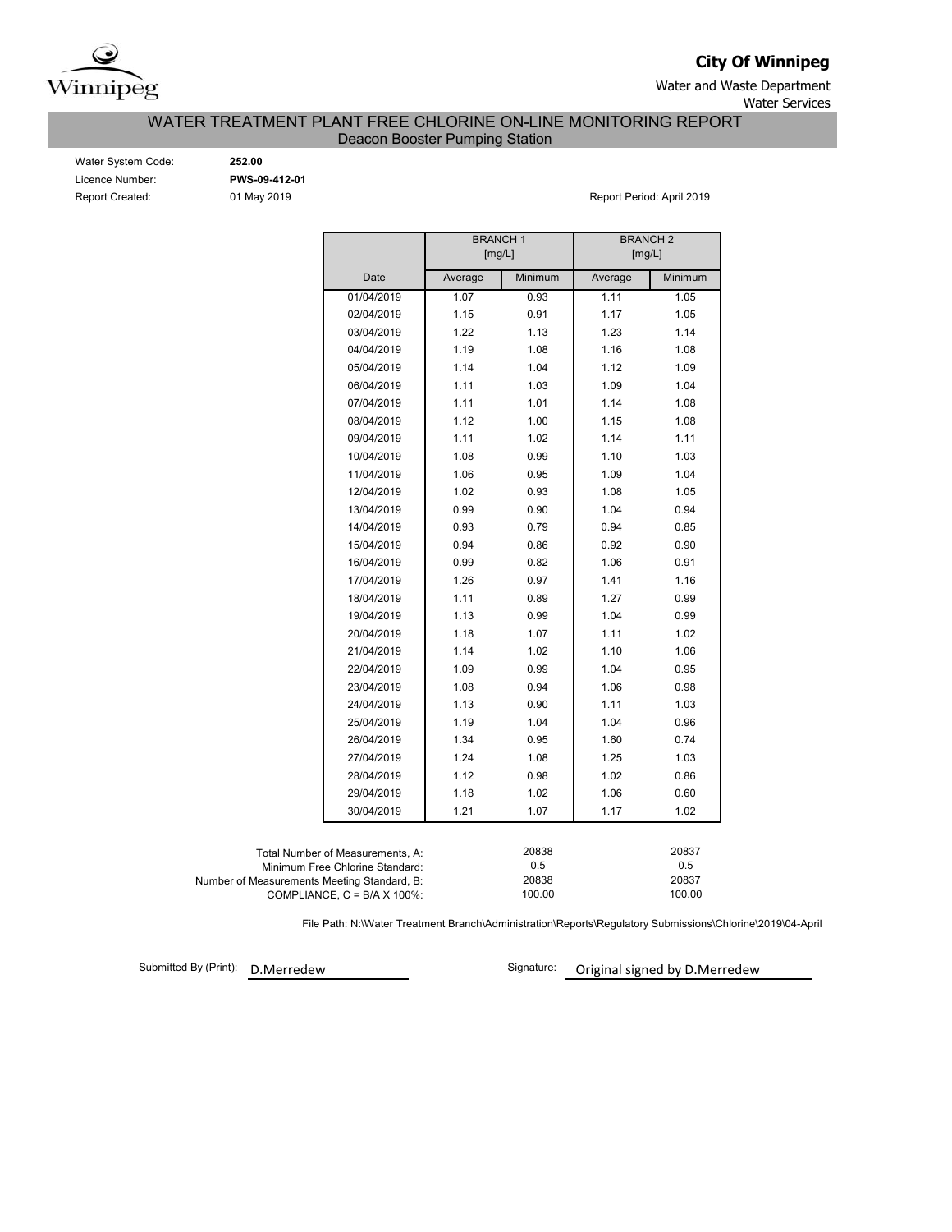**City Of Winnipeg**

Water and Waste Department
Water Services

# WATER TREATMENT PLANT FREE CHLORINE ON-LINE MONITORING REPORT

## Deacon Booster Pumping Station

Water System Code: **252.00**
Licence Number: **PWS-09-412-01**
Report Created: 01 May 2019

Report Period: April 2019

| | BRANCH 1 [mg/L] | | BRANCH 2 [mg/L] | |
|---|---|---|---|---|
| Date | Average | Minimum | Average | Minimum |
| 01/04/2019 | 1.07 | 0.93 | 1.11 | 1.05 |
| 02/04/2019 | 1.15 | 0.91 | 1.17 | 1.05 |
| 03/04/2019 | 1.22 | 1.13 | 1.23 | 1.14 |
| 04/04/2019 | 1.19 | 1.08 | 1.16 | 1.08 |
| 05/04/2019 | 1.14 | 1.04 | 1.12 | 1.09 |
| 06/04/2019 | 1.11 | 1.03 | 1.09 | 1.04 |
| 07/04/2019 | 1.11 | 1.01 | 1.14 | 1.08 |
| 08/04/2019 | 1.12 | 1.00 | 1.15 | 1.08 |
| 09/04/2019 | 1.11 | 1.02 | 1.14 | 1.11 |
| 10/04/2019 | 1.08 | 0.99 | 1.10 | 1.03 |
| 11/04/2019 | 1.06 | 0.95 | 1.09 | 1.04 |
| 12/04/2019 | 1.02 | 0.93 | 1.08 | 1.05 |
| 13/04/2019 | 0.99 | 0.90 | 1.04 | 0.94 |
| 14/04/2019 | 0.93 | 0.79 | 0.94 | 0.85 |
| 15/04/2019 | 0.94 | 0.86 | 0.92 | 0.90 |
| 16/04/2019 | 0.99 | 0.82 | 1.06 | 0.91 |
| 17/04/2019 | 1.26 | 0.97 | 1.41 | 1.16 |
| 18/04/2019 | 1.11 | 0.89 | 1.27 | 0.99 |
| 19/04/2019 | 1.13 | 0.99 | 1.04 | 0.99 |
| 20/04/2019 | 1.18 | 1.07 | 1.11 | 1.02 |
| 21/04/2019 | 1.14 | 1.02 | 1.10 | 1.06 |
| 22/04/2019 | 1.09 | 0.99 | 1.04 | 0.95 |
| 23/04/2019 | 1.08 | 0.94 | 1.06 | 0.98 |
| 24/04/2019 | 1.13 | 0.90 | 1.11 | 1.03 |
| 25/04/2019 | 1.19 | 1.04 | 1.04 | 0.96 |
| 26/04/2019 | 1.34 | 0.95 | 1.60 | 0.74 |
| 27/04/2019 | 1.24 | 1.08 | 1.25 | 1.03 |
| 28/04/2019 | 1.12 | 0.98 | 1.02 | 0.86 |
| 29/04/2019 | 1.18 | 1.02 | 1.06 | 0.60 |
| 30/04/2019 | 1.21 | 1.07 | 1.17 | 1.02 |

| | BRANCH 1 | BRANCH 2 |
|---|---|---|
| Total Number of Measurements, A: | 20838 | 20837 |
| Minimum Free Chlorine Standard: | 0.5 | 0.5 |
| Number of Measurements Meeting Standard, B: | 20838 | 20837 |
| COMPLIANCE, C = B/A X 100%: | 100.00 | 100.00 |

File Path: N:\Water Treatment Branch\Administration\Reports\Regulatory Submissions\Chlorine\2019\04-April

Submitted By (Print): D.Merredew

Signature: Original signed by D.Merredew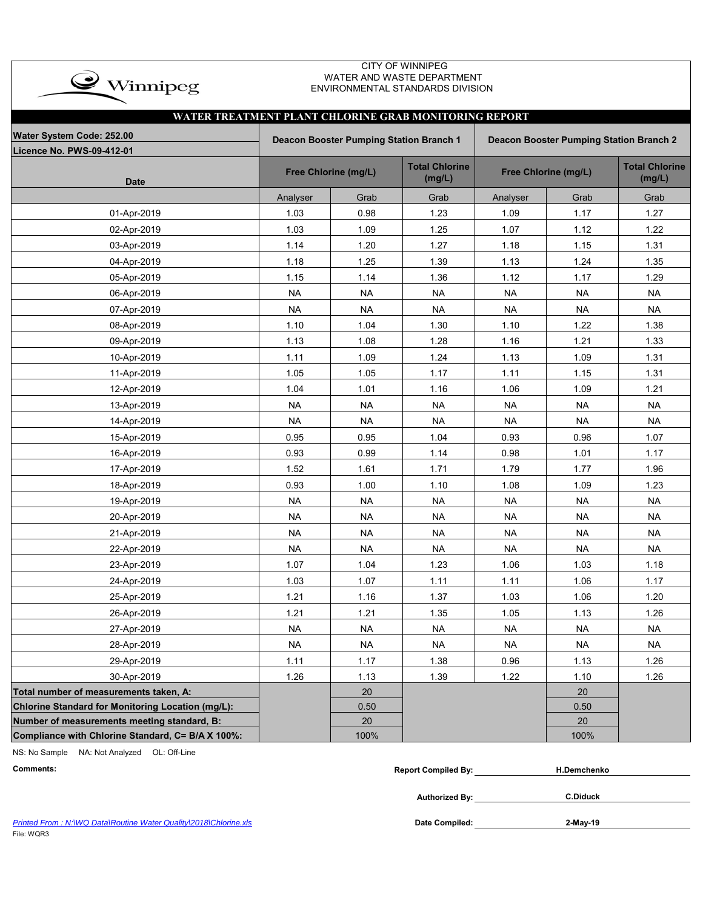CITY OF WINNIPEG
WATER AND WASTE DEPARTMENT
ENVIRONMENTAL STANDARDS DIVISION

## WATER TREATMENT PLANT CHLORINE GRAB MONITORING REPORT

| Water System Code: 252.00<br>Licence No. PWS-09-412-01 | Deacon Booster Pumping Station Branch 1 | | | Deacon Booster Pumping Station Branch 2 | | |
|---|---|---|---|---|---|---|
| Date | Free Chlorine (mg/L) | | Total Chlorine (mg/L) | Free Chlorine (mg/L) | | Total Chlorine (mg/L) |
| | Analyser | Grab | Grab | Analyser | Grab | Grab |
| 01-Apr-2019 | 1.03 | 0.98 | 1.23 | 1.09 | 1.17 | 1.27 |
| 02-Apr-2019 | 1.03 | 1.09 | 1.25 | 1.07 | 1.12 | 1.22 |
| 03-Apr-2019 | 1.14 | 1.20 | 1.27 | 1.18 | 1.15 | 1.31 |
| 04-Apr-2019 | 1.18 | 1.25 | 1.39 | 1.13 | 1.24 | 1.35 |
| 05-Apr-2019 | 1.15 | 1.14 | 1.36 | 1.12 | 1.17 | 1.29 |
| 06-Apr-2019 | NA | NA | NA | NA | NA | NA |
| 07-Apr-2019 | NA | NA | NA | NA | NA | NA |
| 08-Apr-2019 | 1.10 | 1.04 | 1.30 | 1.10 | 1.22 | 1.38 |
| 09-Apr-2019 | 1.13 | 1.08 | 1.28 | 1.16 | 1.21 | 1.33 |
| 10-Apr-2019 | 1.11 | 1.09 | 1.24 | 1.13 | 1.09 | 1.31 |
| 11-Apr-2019 | 1.05 | 1.05 | 1.17 | 1.11 | 1.15 | 1.31 |
| 12-Apr-2019 | 1.04 | 1.01 | 1.16 | 1.06 | 1.09 | 1.21 |
| 13-Apr-2019 | NA | NA | NA | NA | NA | NA |
| 14-Apr-2019 | NA | NA | NA | NA | NA | NA |
| 15-Apr-2019 | 0.95 | 0.95 | 1.04 | 0.93 | 0.96 | 1.07 |
| 16-Apr-2019 | 0.93 | 0.99 | 1.14 | 0.98 | 1.01 | 1.17 |
| 17-Apr-2019 | 1.52 | 1.61 | 1.71 | 1.79 | 1.77 | 1.96 |
| 18-Apr-2019 | 0.93 | 1.00 | 1.10 | 1.08 | 1.09 | 1.23 |
| 19-Apr-2019 | NA | NA | NA | NA | NA | NA |
| 20-Apr-2019 | NA | NA | NA | NA | NA | NA |
| 21-Apr-2019 | NA | NA | NA | NA | NA | NA |
| 22-Apr-2019 | NA | NA | NA | NA | NA | NA |
| 23-Apr-2019 | 1.07 | 1.04 | 1.23 | 1.06 | 1.03 | 1.18 |
| 24-Apr-2019 | 1.03 | 1.07 | 1.11 | 1.11 | 1.06 | 1.17 |
| 25-Apr-2019 | 1.21 | 1.16 | 1.37 | 1.03 | 1.06 | 1.20 |
| 26-Apr-2019 | 1.21 | 1.21 | 1.35 | 1.05 | 1.13 | 1.26 |
| 27-Apr-2019 | NA | NA | NA | NA | NA | NA |
| 28-Apr-2019 | NA | NA | NA | NA | NA | NA |
| 29-Apr-2019 | 1.11 | 1.17 | 1.38 | 0.96 | 1.13 | 1.26 |
| 30-Apr-2019 | 1.26 | 1.13 | 1.39 | 1.22 | 1.10 | 1.26 |
| **Total number of measurements taken, A:** | | 20 | | | 20 | |
| **Chlorine Standard for Monitoring Location (mg/L):** | | 0.50 | | | 0.50 | |
| **Number of measurements meeting standard, B:** | | 20 | | | 20 | |
| **Compliance with Chlorine Standard, C= B/A X 100%:** | | 100% | | | 100% | |

NS: No Sample NA: Not Analyzed OL: Off-Line

**Comments:**

**Report Compiled By:** H.Demchenko

**Authorized By:** C.Diduck

**Date Compiled:** 2-May-19

*Printed From : N:\WQ Data\Routine Water Quality\2018\Chlorine.xls*

File: WQR3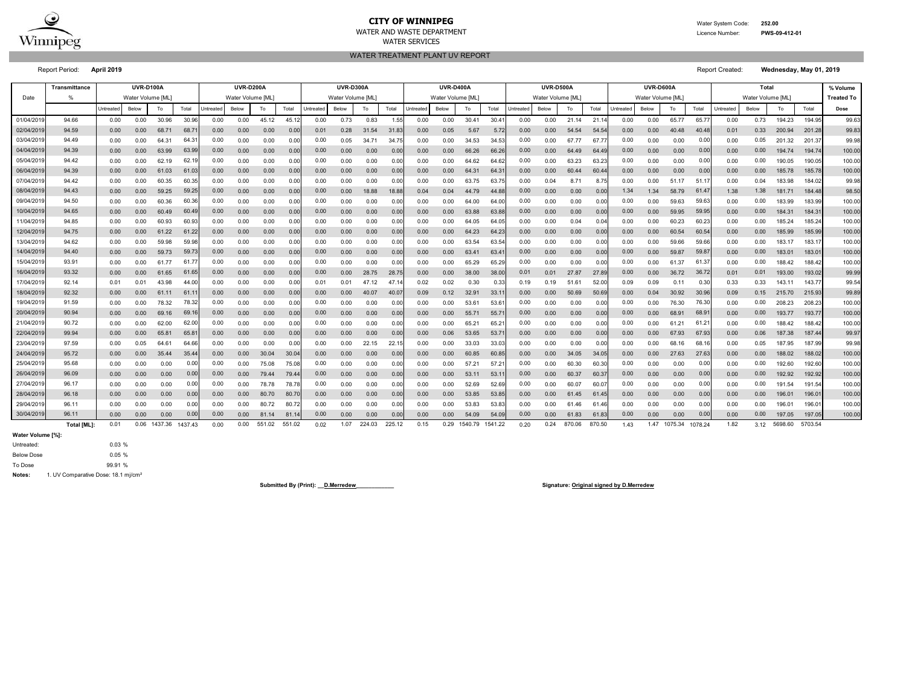**CITY OF WINNIPEG**

WATER AND WASTE DEPARTMENT

WATER SERVICES

Water System Code: **252.00**

Licence Number: **PWS-09-412-01**

## WATER TREATMENT PLANT UV REPORT

Report Period: **April 2019**

Report Created: **Wednesday, May 01, 2019**

| Date | Transmittance % | UVR-D100A Water Volume [ML] | | | | UVR-D200A Water Volume [ML] | | | | UVR-D300A Water Volume [ML] | | | | UVR-D400A Water Volume [ML] | | | | UVR-D500A Water Volume [ML] | | | | UVR-D600A Water Volume [ML] | | | | Total Water Volume [ML] | | | | % Volume Treated To Dose |
|---|---|---|---|---|---|---|---|---|---|---|---|---|---|---|---|---|---|---|---|---|---|---|---|---|---|---|---|---|---|---|
| | | Untreated | Below | To | Total | Untreated | Below | To | Total | Untreated | Below | To | Total | Untreated | Below | To | Total | Untreated | Below | To | Total | Untreated | Below | To | Total | Untreated | Below | To | Total | |
| 01/04/2019 | 94.66 | 0.00 | 0.00 | 30.96 | 30.96 | 0.00 | 0.00 | 45.12 | 45.12 | 0.00 | 0.73 | 0.83 | 1.55 | 0.00 | 0.00 | 30.41 | 30.41 | 0.00 | 0.00 | 21.14 | 21.14 | 0.00 | 0.00 | 65.77 | 65.77 | 0.00 | 0.73 | 194.23 | 194.95 | 99.63 |
| 02/04/2019 | 94.59 | 0.00 | 0.00 | 68.71 | 68.71 | 0.00 | 0.00 | 0.00 | 0.00 | 0.01 | 0.28 | 31.54 | 31.83 | 0.00 | 0.05 | 5.67 | 5.72 | 0.00 | 0.00 | 54.54 | 54.54 | 0.00 | 0.00 | 40.48 | 40.48 | 0.01 | 0.33 | 200.94 | 201.28 | 99.83 |
| 03/04/2019 | 94.49 | 0.00 | 0.00 | 64.31 | 64.31 | 0.00 | 0.00 | 0.00 | 0.00 | 0.00 | 0.05 | 34.71 | 34.75 | 0.00 | 0.00 | 34.53 | 34.53 | 0.00 | 0.00 | 67.77 | 67.77 | 0.00 | 0.00 | 0.00 | 0.00 | 0.00 | 0.05 | 201.32 | 201.37 | 99.98 |
| 04/04/2019 | 94.39 | 0.00 | 0.00 | 63.99 | 63.99 | 0.00 | 0.00 | 0.00 | 0.00 | 0.00 | 0.00 | 0.00 | 0.00 | 0.00 | 0.00 | 66.26 | 66.26 | 0.00 | 0.00 | 64.49 | 64.49 | 0.00 | 0.00 | 0.00 | 0.00 | 0.00 | 0.00 | 194.74 | 194.74 | 100.00 |
| 05/04/2019 | 94.42 | 0.00 | 0.00 | 62.19 | 62.19 | 0.00 | 0.00 | 0.00 | 0.00 | 0.00 | 0.00 | 0.00 | 0.00 | 0.00 | 0.00 | 64.62 | 64.62 | 0.00 | 0.00 | 63.23 | 63.23 | 0.00 | 0.00 | 0.00 | 0.00 | 0.00 | 0.00 | 190.05 | 190.05 | 100.00 |
| 06/04/2019 | 94.39 | 0.00 | 0.00 | 61.03 | 61.03 | 0.00 | 0.00 | 0.00 | 0.00 | 0.00 | 0.00 | 0.00 | 0.00 | 0.00 | 0.00 | 64.31 | 64.31 | 0.00 | 0.00 | 60.44 | 60.44 | 0.00 | 0.00 | 0.00 | 0.00 | 0.00 | 0.00 | 185.78 | 185.78 | 100.00 |
| 07/04/2019 | 94.42 | 0.00 | 0.00 | 60.35 | 60.35 | 0.00 | 0.00 | 0.00 | 0.00 | 0.00 | 0.00 | 0.00 | 0.00 | 0.00 | 0.00 | 63.75 | 63.75 | 0.00 | 0.04 | 8.71 | 8.75 | 0.00 | 0.00 | 51.17 | 51.17 | 0.00 | 0.04 | 183.98 | 184.02 | 99.98 |
| 08/04/2019 | 94.43 | 0.00 | 0.00 | 59.25 | 59.25 | 0.00 | 0.00 | 0.00 | 0.00 | 0.00 | 0.00 | 18.88 | 18.88 | 0.04 | 0.04 | 44.79 | 44.88 | 0.00 | 0.00 | 0.00 | 0.00 | 1.34 | 1.34 | 58.79 | 61.47 | 1.38 | 1.38 | 181.71 | 184.48 | 98.50 |
| 09/04/2019 | 94.50 | 0.00 | 0.00 | 60.36 | 60.36 | 0.00 | 0.00 | 0.00 | 0.00 | 0.00 | 0.00 | 0.00 | 0.00 | 0.00 | 0.00 | 64.00 | 64.00 | 0.00 | 0.00 | 0.00 | 0.00 | 0.00 | 0.00 | 59.63 | 59.63 | 0.00 | 0.00 | 183.99 | 183.99 | 100.00 |
| 10/04/2019 | 94.65 | 0.00 | 0.00 | 60.49 | 60.49 | 0.00 | 0.00 | 0.00 | 0.00 | 0.00 | 0.00 | 0.00 | 0.00 | 0.00 | 0.00 | 63.88 | 63.88 | 0.00 | 0.00 | 0.00 | 0.00 | 0.00 | 0.00 | 59.95 | 59.95 | 0.00 | 0.00 | 184.31 | 184.31 | 100.00 |
| 11/04/2019 | 94.85 | 0.00 | 0.00 | 60.93 | 60.93 | 0.00 | 0.00 | 0.00 | 0.00 | 0.00 | 0.00 | 0.00 | 0.00 | 0.00 | 0.00 | 64.05 | 64.05 | 0.00 | 0.00 | 0.04 | 0.04 | 0.00 | 0.00 | 60.23 | 60.23 | 0.00 | 0.00 | 185.24 | 185.24 | 100.00 |
| 12/04/2019 | 94.75 | 0.00 | 0.00 | 61.22 | 61.22 | 0.00 | 0.00 | 0.00 | 0.00 | 0.00 | 0.00 | 0.00 | 0.00 | 0.00 | 0.00 | 64.23 | 64.23 | 0.00 | 0.00 | 0.00 | 0.00 | 0.00 | 0.00 | 60.54 | 60.54 | 0.00 | 0.00 | 185.99 | 185.99 | 100.00 |
| 13/04/2019 | 94.62 | 0.00 | 0.00 | 59.98 | 59.98 | 0.00 | 0.00 | 0.00 | 0.00 | 0.00 | 0.00 | 0.00 | 0.00 | 0.00 | 0.00 | 63.54 | 63.54 | 0.00 | 0.00 | 0.00 | 0.00 | 0.00 | 0.00 | 59.66 | 59.66 | 0.00 | 0.00 | 183.17 | 183.17 | 100.00 |
| 14/04/2019 | 94.40 | 0.00 | 0.00 | 59.73 | 59.73 | 0.00 | 0.00 | 0.00 | 0.00 | 0.00 | 0.00 | 0.00 | 0.00 | 0.00 | 0.00 | 63.41 | 63.41 | 0.00 | 0.00 | 0.00 | 0.00 | 0.00 | 0.00 | 59.87 | 59.87 | 0.00 | 0.00 | 183.01 | 183.01 | 100.00 |
| 15/04/2019 | 93.91 | 0.00 | 0.00 | 61.77 | 61.77 | 0.00 | 0.00 | 0.00 | 0.00 | 0.00 | 0.00 | 0.00 | 0.00 | 0.00 | 0.00 | 65.29 | 65.29 | 0.00 | 0.00 | 0.00 | 0.00 | 0.00 | 0.00 | 61.37 | 61.37 | 0.00 | 0.00 | 188.42 | 188.42 | 100.00 |
| 16/04/2019 | 93.32 | 0.00 | 0.00 | 61.65 | 61.65 | 0.00 | 0.00 | 0.00 | 0.00 | 0.00 | 0.00 | 28.75 | 28.75 | 0.00 | 0.00 | 38.00 | 38.00 | 0.01 | 0.01 | 27.87 | 27.89 | 0.00 | 0.00 | 36.72 | 36.72 | 0.01 | 0.01 | 193.00 | 193.02 | 99.99 |
| 17/04/2019 | 92.14 | 0.01 | 0.01 | 43.98 | 44.00 | 0.00 | 0.00 | 0.00 | 0.00 | 0.01 | 0.01 | 47.12 | 47.14 | 0.02 | 0.02 | 0.30 | 0.33 | 0.19 | 0.19 | 51.61 | 52.00 | 0.09 | 0.09 | 0.11 | 0.30 | 0.33 | 0.33 | 143.11 | 143.77 | 99.54 |
| 18/04/2019 | 92.32 | 0.00 | 0.00 | 61.11 | 61.11 | 0.00 | 0.00 | 0.00 | 0.00 | 0.00 | 0.00 | 40.07 | 40.07 | 0.09 | 0.12 | 32.91 | 33.11 | 0.00 | 0.00 | 50.69 | 50.69 | 0.00 | 0.04 | 30.92 | 30.96 | 0.09 | 0.15 | 215.70 | 215.93 | 99.89 |
| 19/04/2019 | 91.59 | 0.00 | 0.00 | 78.32 | 78.32 | 0.00 | 0.00 | 0.00 | 0.00 | 0.00 | 0.00 | 0.00 | 0.00 | 0.00 | 0.00 | 53.61 | 53.61 | 0.00 | 0.00 | 0.00 | 0.00 | 0.00 | 0.00 | 76.30 | 76.30 | 0.00 | 0.00 | 208.23 | 208.23 | 100.00 |
| 20/04/2019 | 90.94 | 0.00 | 0.00 | 69.16 | 69.16 | 0.00 | 0.00 | 0.00 | 0.00 | 0.00 | 0.00 | 0.00 | 0.00 | 0.00 | 0.00 | 55.71 | 55.71 | 0.00 | 0.00 | 0.00 | 0.00 | 0.00 | 0.00 | 68.91 | 68.91 | 0.00 | 0.00 | 193.77 | 193.77 | 100.00 |
| 21/04/2019 | 90.72 | 0.00 | 0.00 | 62.00 | 62.00 | 0.00 | 0.00 | 0.00 | 0.00 | 0.00 | 0.00 | 0.00 | 0.00 | 0.00 | 0.00 | 65.21 | 65.21 | 0.00 | 0.00 | 0.00 | 0.00 | 0.00 | 0.00 | 61.21 | 61.21 | 0.00 | 0.00 | 188.42 | 188.42 | 100.00 |
| 22/04/2019 | 99.94 | 0.00 | 0.00 | 65.81 | 65.81 | 0.00 | 0.00 | 0.00 | 0.00 | 0.00 | 0.00 | 0.00 | 0.00 | 0.00 | 0.06 | 53.65 | 53.71 | 0.00 | 0.00 | 0.00 | 0.00 | 0.00 | 0.00 | 67.93 | 67.93 | 0.00 | 0.06 | 187.38 | 187.44 | 99.97 |
| 23/04/2019 | 97.59 | 0.00 | 0.05 | 64.61 | 64.66 | 0.00 | 0.00 | 0.00 | 0.00 | 0.00 | 0.00 | 22.15 | 22.15 | 0.00 | 0.00 | 33.03 | 33.03 | 0.00 | 0.00 | 0.00 | 0.00 | 0.00 | 0.00 | 68.16 | 68.16 | 0.00 | 0.05 | 187.95 | 187.99 | 99.98 |
| 24/04/2019 | 95.72 | 0.00 | 0.00 | 35.44 | 35.44 | 0.00 | 0.00 | 30.04 | 30.04 | 0.00 | 0.00 | 0.00 | 0.00 | 0.00 | 0.00 | 60.85 | 60.85 | 0.00 | 0.00 | 34.05 | 34.05 | 0.00 | 0.00 | 27.63 | 27.63 | 0.00 | 0.00 | 188.02 | 188.02 | 100.00 |
| 25/04/2019 | 95.68 | 0.00 | 0.00 | 0.00 | 0.00 | 0.00 | 0.00 | 75.08 | 75.08 | 0.00 | 0.00 | 0.00 | 0.00 | 0.00 | 0.00 | 57.21 | 57.21 | 0.00 | 0.00 | 60.30 | 60.30 | 0.00 | 0.00 | 0.00 | 0.00 | 0.00 | 0.00 | 192.60 | 192.60 | 100.00 |
| 26/04/2019 | 96.09 | 0.00 | 0.00 | 0.00 | 0.00 | 0.00 | 0.00 | 79.44 | 79.44 | 0.00 | 0.00 | 0.00 | 0.00 | 0.00 | 0.00 | 53.11 | 53.11 | 0.00 | 0.00 | 60.37 | 60.37 | 0.00 | 0.00 | 0.00 | 0.00 | 0.00 | 0.00 | 192.92 | 192.92 | 100.00 |
| 27/04/2019 | 96.17 | 0.00 | 0.00 | 0.00 | 0.00 | 0.00 | 0.00 | 78.78 | 78.78 | 0.00 | 0.00 | 0.00 | 0.00 | 0.00 | 0.00 | 52.69 | 52.69 | 0.00 | 0.00 | 60.07 | 60.07 | 0.00 | 0.00 | 0.00 | 0.00 | 0.00 | 0.00 | 191.54 | 191.54 | 100.00 |
| 28/04/2019 | 96.18 | 0.00 | 0.00 | 0.00 | 0.00 | 0.00 | 0.00 | 80.70 | 80.70 | 0.00 | 0.00 | 0.00 | 0.00 | 0.00 | 0.00 | 53.85 | 53.85 | 0.00 | 0.00 | 61.45 | 61.45 | 0.00 | 0.00 | 0.00 | 0.00 | 0.00 | 0.00 | 196.01 | 196.01 | 100.00 |
| 29/04/2019 | 96.11 | 0.00 | 0.00 | 0.00 | 0.00 | 0.00 | 0.00 | 80.72 | 80.72 | 0.00 | 0.00 | 0.00 | 0.00 | 0.00 | 0.00 | 53.83 | 53.83 | 0.00 | 0.00 | 61.46 | 61.46 | 0.00 | 0.00 | 0.00 | 0.00 | 0.00 | 0.00 | 196.01 | 196.01 | 100.00 |
| 30/04/2019 | 96.11 | 0.00 | 0.00 | 0.00 | 0.00 | 0.00 | 0.00 | 81.14 | 81.14 | 0.00 | 0.00 | 0.00 | 0.00 | 0.00 | 0.00 | 54.09 | 54.09 | 0.00 | 0.00 | 61.83 | 61.83 | 0.00 | 0.00 | 0.00 | 0.00 | 0.00 | 0.00 | 197.05 | 197.05 | 100.00 |
| | **Total [ML]:** | 0.01 | 0.06 | 1437.36 | 1437.43 | 0.00 | 0.00 | 551.02 | 551.02 | 0.02 | 1.07 | 224.03 | 225.12 | 0.15 | 0.29 | 1540.79 | 1541.22 | 0.20 | 0.24 | 870.06 | 870.50 | 1.43 | 1.47 | 1075.34 | 1078.24 | 1.82 | 3.12 | 5698.60 | 5703.54 | |

**Water Volume [%]:**

Untreated: 0.03 %

Below Dose 0.05 %

To Dose 99.91 %

**Notes:** 1. UV Comparative Dose: 18.1 mj/cm²

**Submitted By (Print):** __D.Merredew___________

**Signature:** Original signed by D.Merredew